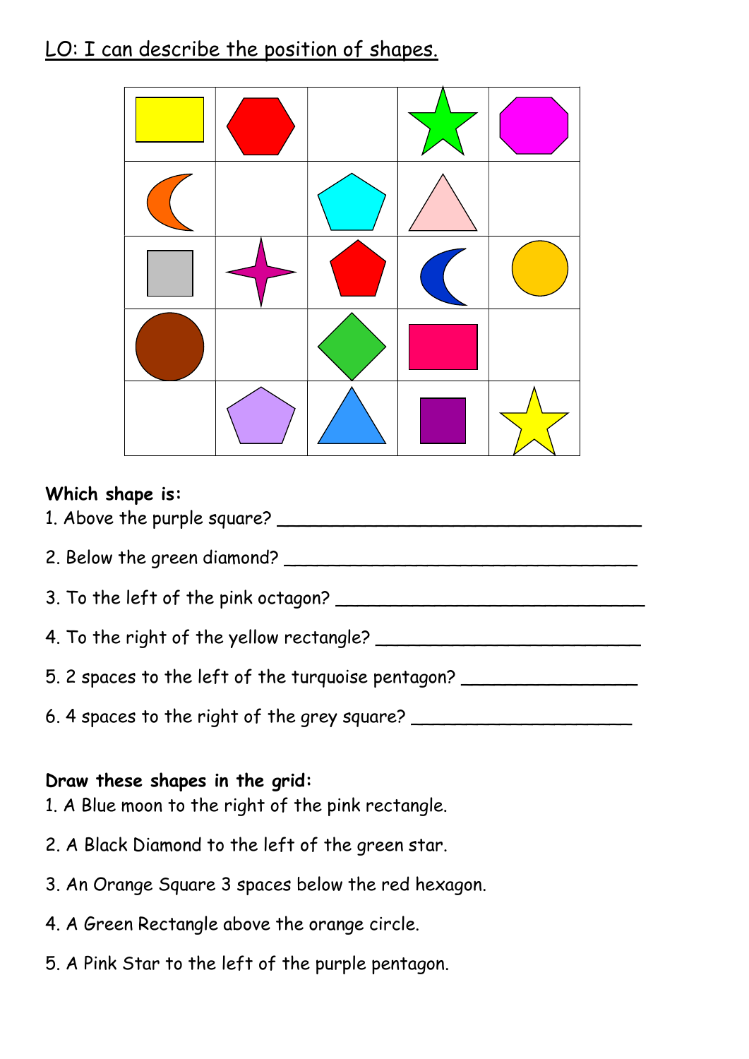<u>LO: I can describe the position of shapes.</u>

**Which shape is:**

1. Above the purple square? ___________________________________

2. Below the green diamond? ___________________________________

3. To the left of the pink octagon? ______________________________

4. To the right of the yellow rectangle? __________________________

5. 2 spaces to the left of the turquoise pentagon? ________________

6. 4 spaces to the right of the grey square? _____________________

**Draw these shapes in the grid:**

1. A Blue moon to the right of the pink rectangle.

2. A Black Diamond to the left of the green star.

3. An Orange Square 3 spaces below the red hexagon.

4. A Green Rectangle above the orange circle.

5. A Pink Star to the left of the purple pentagon.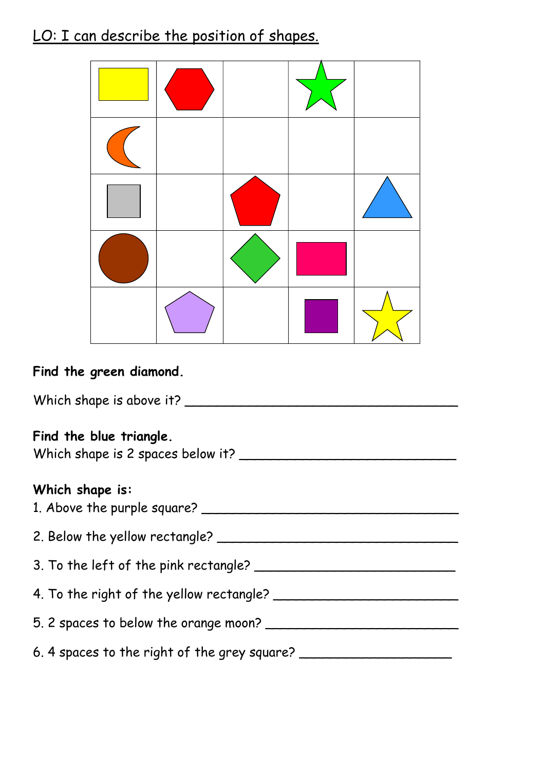LO: I can describe the position of shapes.

**Find the green diamond.**

Which shape is above it? ___________________________________

**Find the blue triangle.**

Which shape is 2 spaces below it? ___________________________

**Which shape is:**

1. Above the purple square? ___________________________________
2. Below the yellow rectangle? _________________________________
3. To the left of the pink rectangle? ___________________________
4. To the right of the yellow rectangle? ________________________
5. 2 spaces to below the orange moon? __________________________
6. 4 spaces to the right of the grey square? ___________________